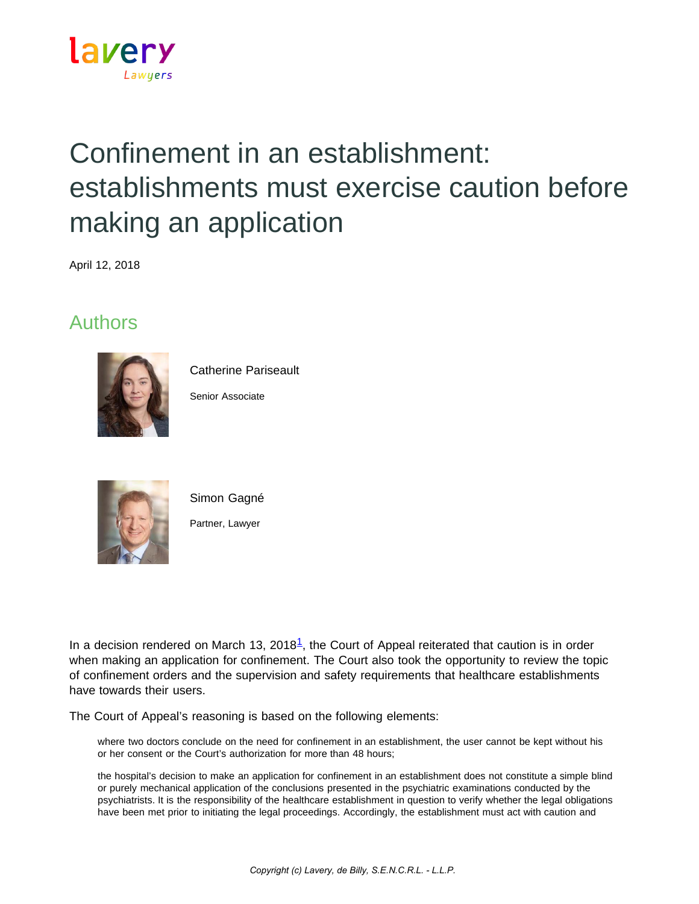lavery
Lawyers

# Confinement in an establishment: establishments must exercise caution before making an application

April 12, 2018

## Authors

Catherine Pariseault

Senior Associate

Simon Gagné

Partner, Lawyer

In a decision rendered on March 13, 2018[1], the Court of Appeal reiterated that caution is in order when making an application for confinement. The Court also took the opportunity to review the topic of confinement orders and the supervision and safety requirements that healthcare establishments have towards their users.

The Court of Appeal's reasoning is based on the following elements:

> where two doctors conclude on the need for confinement in an establishment, the user cannot be kept without his or her consent or the Court's authorization for more than 48 hours;
>
> the hospital's decision to make an application for confinement in an establishment does not constitute a simple blind or purely mechanical application of the conclusions presented in the psychiatric examinations conducted by the psychiatrists. It is the responsibility of the healthcare establishment in question to verify whether the legal obligations have been met prior to initiating the legal proceedings. Accordingly, the establishment must act with caution and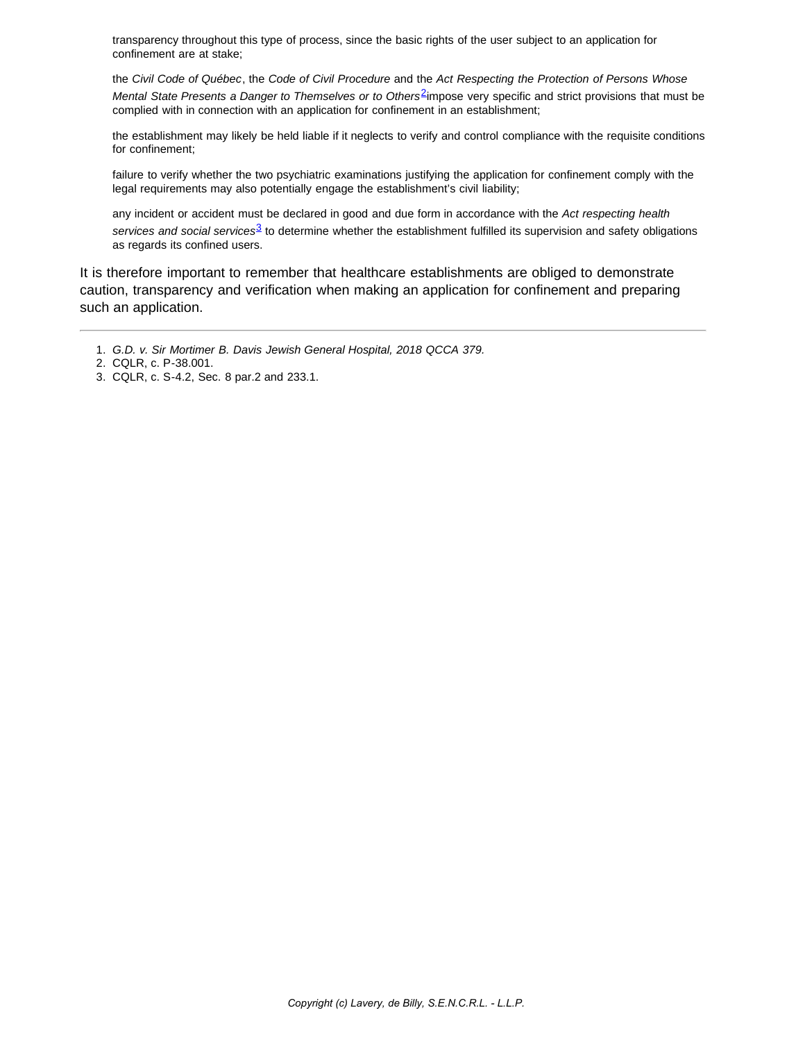transparency throughout this type of process, since the basic rights of the user subject to an application for confinement are at stake;

the *Civil Code of Québec*, the *Code of Civil Procedure* and the *Act Respecting the Protection of Persons Whose Mental State Presents a Danger to Themselves or to Others*[2] impose very specific and strict provisions that must be complied with in connection with an application for confinement in an establishment;

the establishment may likely be held liable if it neglects to verify and control compliance with the requisite conditions for confinement;

failure to verify whether the two psychiatric examinations justifying the application for confinement comply with the legal requirements may also potentially engage the establishment's civil liability;

any incident or accident must be declared in good and due form in accordance with the *Act respecting health services and social services*[3] to determine whether the establishment fulfilled its supervision and safety obligations as regards its confined users.

It is therefore important to remember that healthcare establishments are obliged to demonstrate caution, transparency and verification when making an application for confinement and preparing such an application.

---

1. *G.D. v. Sir Mortimer B. Davis Jewish General Hospital, 2018 QCCA 379.*
2. CQLR, c. P-38.001.
3. CQLR, c. S-4.2, Sec. 8 par.2 and 233.1.

*Copyright (c) Lavery, de Billy, S.E.N.C.R.L. - L.L.P.*